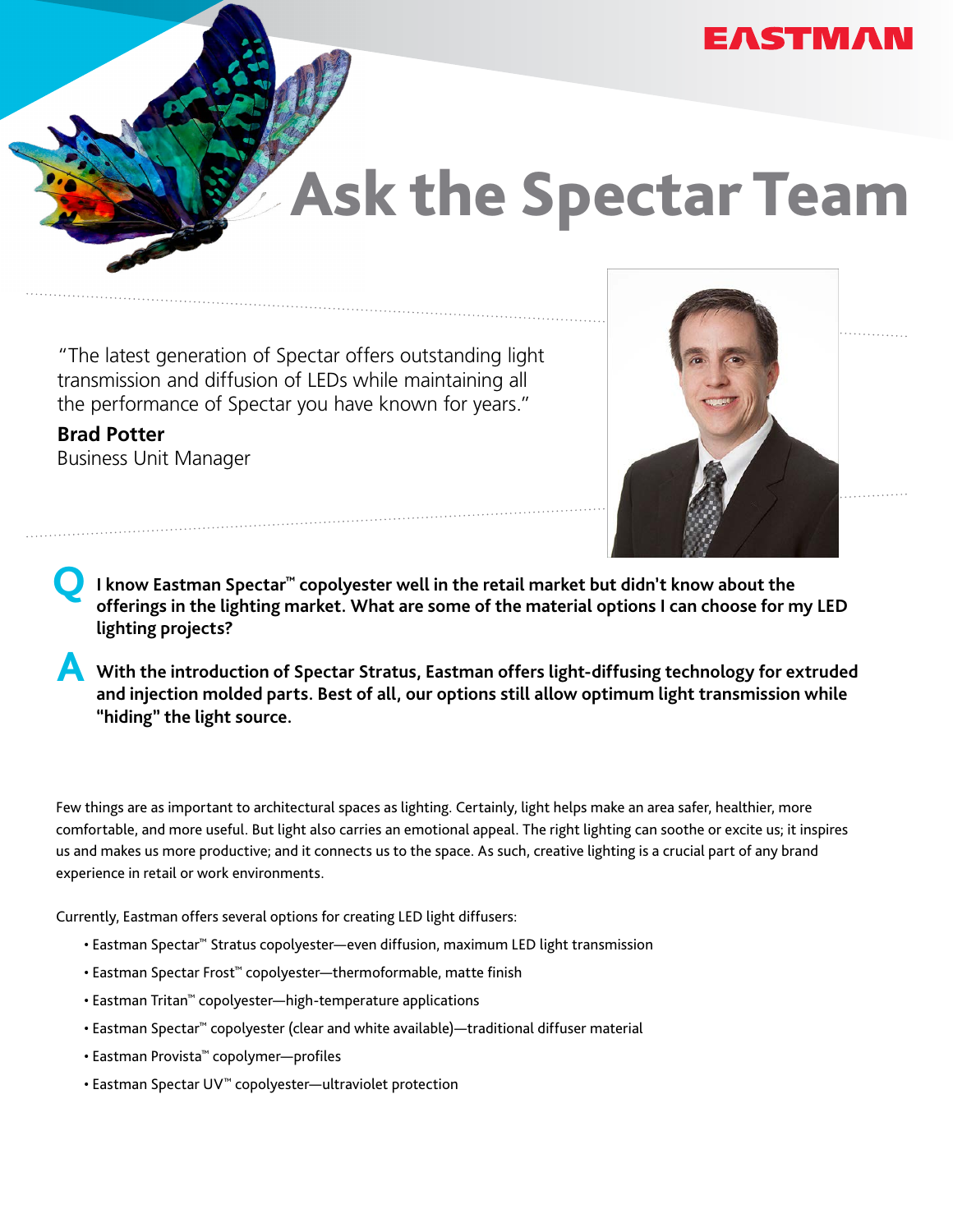EASTMAN

# Ask the Spectar Team

"The latest generation of Spectar offers outstanding light transmission and diffusion of LEDs while maintaining all the performance of Spectar you have known for years."

**Brad Potter**
Business Unit Manager

**Q** **I know Eastman Spectar™ copolyester well in the retail market but didn't know about the offerings in the lighting market. What are some of the material options I can choose for my LED lighting projects?**

**A** **With the introduction of Spectar Stratus, Eastman offers light-diffusing technology for extruded and injection molded parts. Best of all, our options still allow optimum light transmission while "hiding" the light source.**

Few things are as important to architectural spaces as lighting. Certainly, light helps make an area safer, healthier, more comfortable, and more useful. But light also carries an emotional appeal. The right lighting can soothe or excite us; it inspires us and makes us more productive; and it connects us to the space. As such, creative lighting is a crucial part of any brand experience in retail or work environments.

Currently, Eastman offers several options for creating LED light diffusers:

- Eastman Spectar™ Stratus copolyester—even diffusion, maximum LED light transmission
- Eastman Spectar Frost™ copolyester—thermoformable, matte finish
- Eastman Tritan™ copolyester—high-temperature applications
- Eastman Spectar™ copolyester (clear and white available)—traditional diffuser material
- Eastman Provista™ copolymer—profiles
- Eastman Spectar UV™ copolyester—ultraviolet protection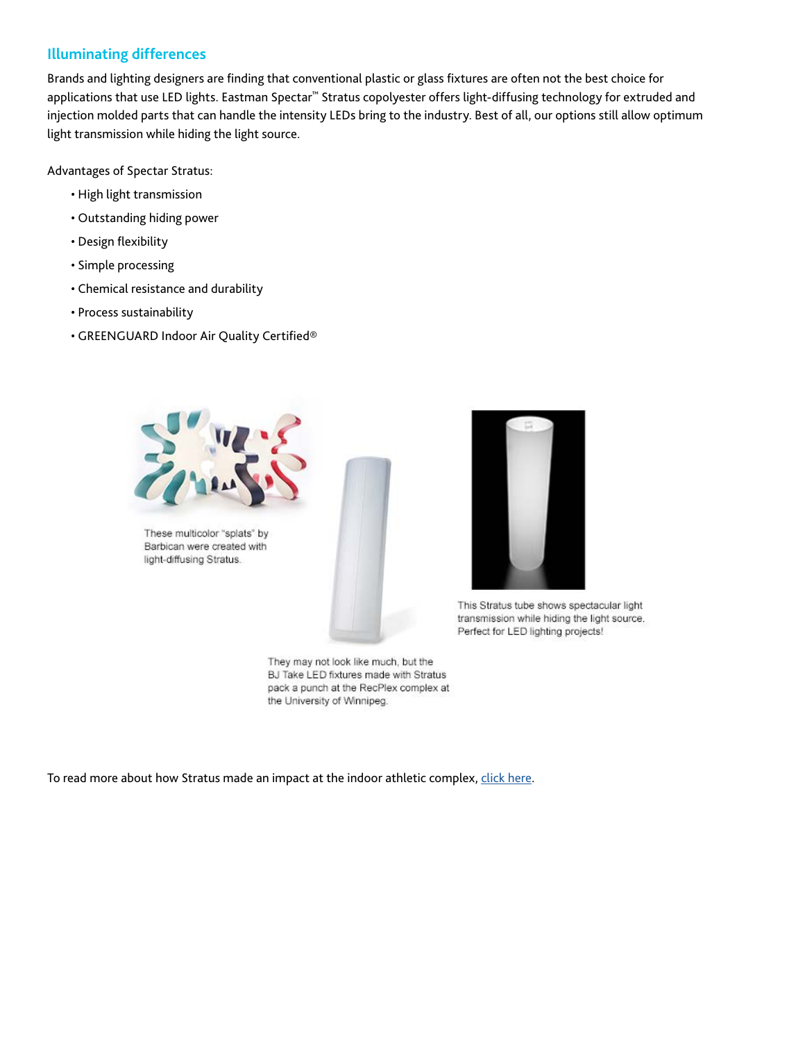## Illuminating differences

Brands and lighting designers are finding that conventional plastic or glass fixtures are often not the best choice for applications that use LED lights. Eastman Spectar™ Stratus copolyester offers light-diffusing technology for extruded and injection molded parts that can handle the intensity LEDs bring to the industry. Best of all, our options still allow optimum light transmission while hiding the light source.

Advantages of Spectar Stratus:

- High light transmission
- Outstanding hiding power
- Design flexibility
- Simple processing
- Chemical resistance and durability
- Process sustainability
- GREENGUARD Indoor Air Quality Certified®

These multicolor "splats" by Barbican were created with light-diffusing Stratus.

They may not look like much, but the BJ Take LED fixtures made with Stratus pack a punch at the RecPlex complex at the University of Winnipeg.

This Stratus tube shows spectacular light transmission while hiding the light source. Perfect for LED lighting projects!

To read more about how Stratus made an impact at the indoor athletic complex, click here.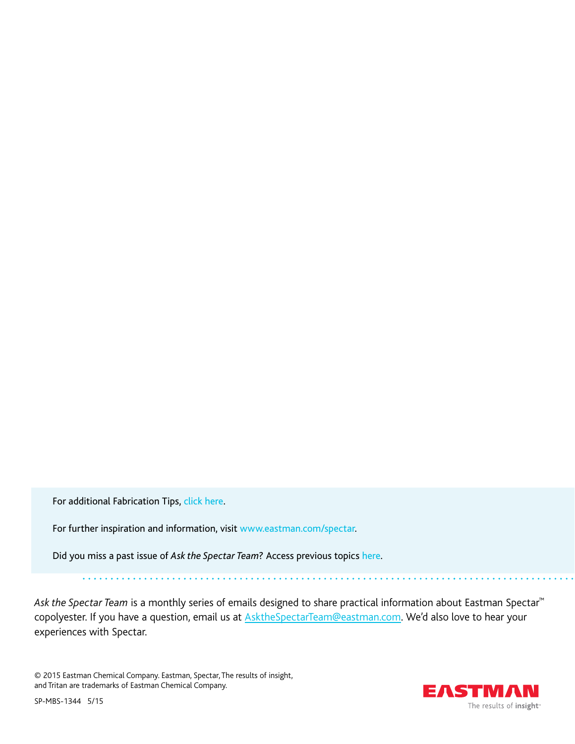For additional Fabrication Tips, click here.

For further inspiration and information, visit www.eastman.com/spectar.

Did you miss a past issue of *Ask the Spectar Team*? Access previous topics here.

*Ask the Spectar Team* is a monthly series of emails designed to share practical information about Eastman Spectar™ copolyester. If you have a question, email us at AsktheSpectarTeam@eastman.com. We'd also love to hear your experiences with Spectar.

© 2015 Eastman Chemical Company. Eastman, Spectar, The results of insight, and Tritan are trademarks of Eastman Chemical Company.

SP-MBS-1344 5/15

EASTMAN

The results of insight™